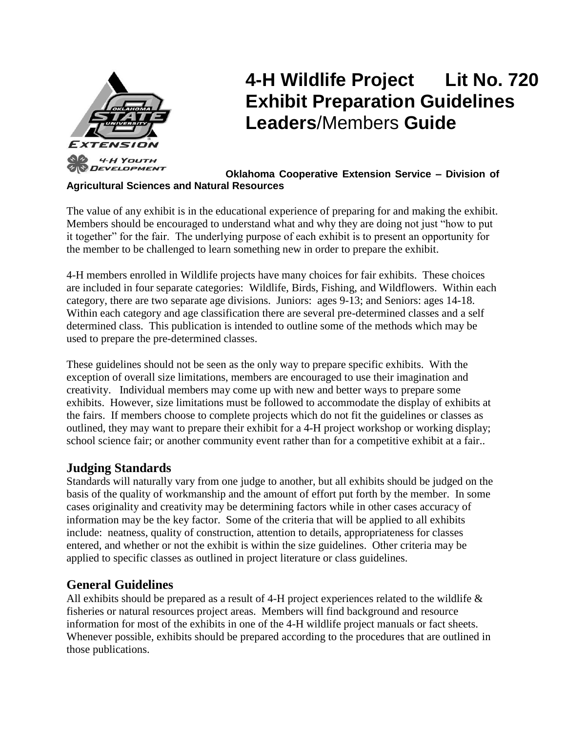# 4-H Wildlife Project Lit No. 720 Exhibit Preparation Guidelines **Leaders**/Members **Guide**

**Oklahoma Cooperative Extension Service – Division of Agricultural Sciences and Natural Resources**

The value of any exhibit is in the educational experience of preparing for and making the exhibit. Members should be encouraged to understand what and why they are doing not just "how to put it together" for the fair. The underlying purpose of each exhibit is to present an opportunity for the member to be challenged to learn something new in order to prepare the exhibit.

4-H members enrolled in Wildlife projects have many choices for fair exhibits. These choices are included in four separate categories: Wildlife, Birds, Fishing, and Wildflowers. Within each category, there are two separate age divisions. Juniors: ages 9-13; and Seniors: ages 14-18. Within each category and age classification there are several pre-determined classes and a self determined class. This publication is intended to outline some of the methods which may be used to prepare the pre-determined classes.

These guidelines should not be seen as the only way to prepare specific exhibits. With the exception of overall size limitations, members are encouraged to use their imagination and creativity. Individual members may come up with new and better ways to prepare some exhibits. However, size limitations must be followed to accommodate the display of exhibits at the fairs. If members choose to complete projects which do not fit the guidelines or classes as outlined, they may want to prepare their exhibit for a 4-H project workshop or working display; school science fair; or another community event rather than for a competitive exhibit at a fair..

## Judging Standards

Standards will naturally vary from one judge to another, but all exhibits should be judged on the basis of the quality of workmanship and the amount of effort put forth by the member. In some cases originality and creativity may be determining factors while in other cases accuracy of information may be the key factor. Some of the criteria that will be applied to all exhibits include: neatness, quality of construction, attention to details, appropriateness for classes entered, and whether or not the exhibit is within the size guidelines. Other criteria may be applied to specific classes as outlined in project literature or class guidelines.

## General Guidelines

All exhibits should be prepared as a result of 4-H project experiences related to the wildlife & fisheries or natural resources project areas. Members will find background and resource information for most of the exhibits in one of the 4-H wildlife project manuals or fact sheets. Whenever possible, exhibits should be prepared according to the procedures that are outlined in those publications.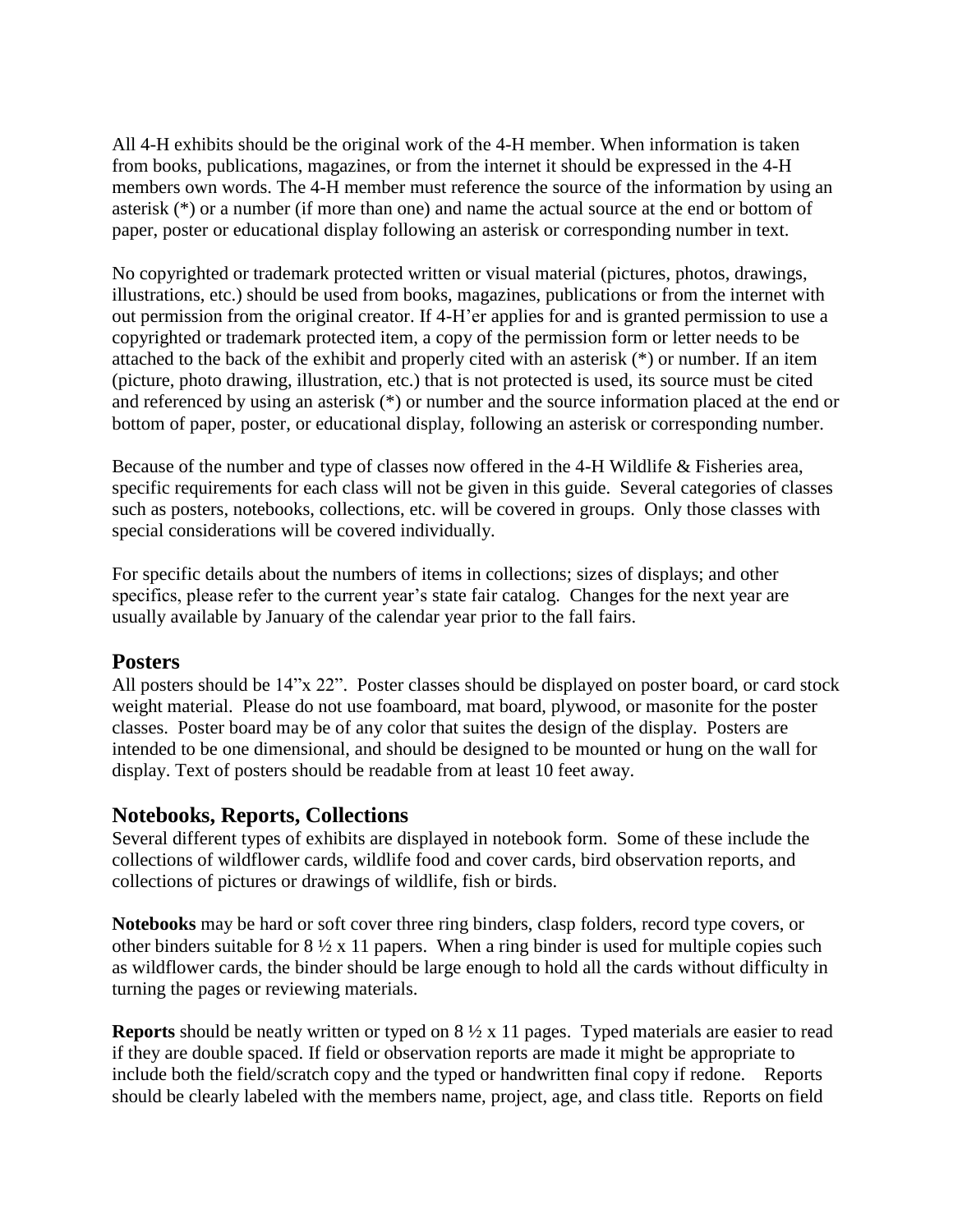All 4-H exhibits should be the original work of the 4-H member. When information is taken from books, publications, magazines, or from the internet it should be expressed in the 4-H members own words. The 4-H member must reference the source of the information by using an asterisk (*) or a number (if more than one) and name the actual source at the end or bottom of paper, poster or educational display following an asterisk or corresponding number in text.

No copyrighted or trademark protected written or visual material (pictures, photos, drawings, illustrations, etc.) should be used from books, magazines, publications or from the internet with out permission from the original creator. If 4-H'er applies for and is granted permission to use a copyrighted or trademark protected item, a copy of the permission form or letter needs to be attached to the back of the exhibit and properly cited with an asterisk (*) or number. If an item (picture, photo drawing, illustration, etc.) that is not protected is used, its source must be cited and referenced by using an asterisk (*) or number and the source information placed at the end or bottom of paper, poster, or educational display, following an asterisk or corresponding number.

Because of the number and type of classes now offered in the 4-H Wildlife & Fisheries area, specific requirements for each class will not be given in this guide. Several categories of classes such as posters, notebooks, collections, etc. will be covered in groups. Only those classes with special considerations will be covered individually.

For specific details about the numbers of items in collections; sizes of displays; and other specifics, please refer to the current year's state fair catalog. Changes for the next year are usually available by January of the calendar year prior to the fall fairs.

## Posters

All posters should be 14"x 22". Poster classes should be displayed on poster board, or card stock weight material. Please do not use foamboard, mat board, plywood, or masonite for the poster classes. Poster board may be of any color that suites the design of the display. Posters are intended to be one dimensional, and should be designed to be mounted or hung on the wall for display. Text of posters should be readable from at least 10 feet away.

## Notebooks, Reports, Collections

Several different types of exhibits are displayed in notebook form. Some of these include the collections of wildflower cards, wildlife food and cover cards, bird observation reports, and collections of pictures or drawings of wildlife, fish or birds.

**Notebooks** may be hard or soft cover three ring binders, clasp folders, record type covers, or other binders suitable for 8 ½ x 11 papers. When a ring binder is used for multiple copies such as wildflower cards, the binder should be large enough to hold all the cards without difficulty in turning the pages or reviewing materials.

**Reports** should be neatly written or typed on 8 ½ x 11 pages. Typed materials are easier to read if they are double spaced. If field or observation reports are made it might be appropriate to include both the field/scratch copy and the typed or handwritten final copy if redone. Reports should be clearly labeled with the members name, project, age, and class title. Reports on field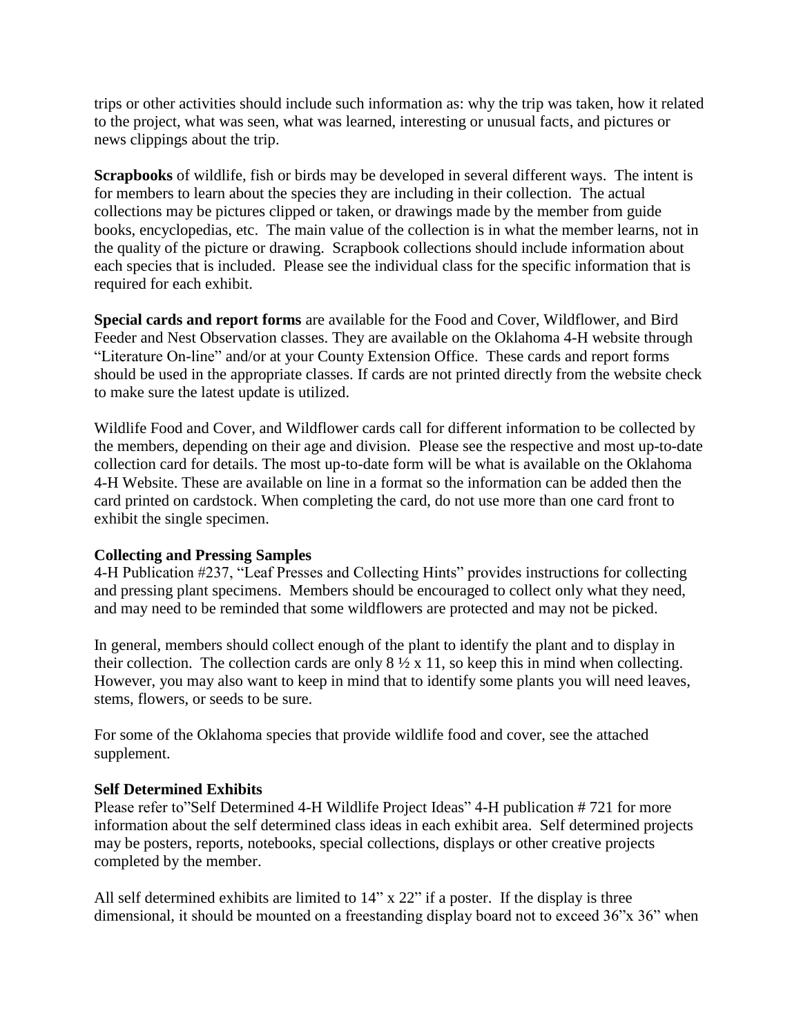trips or other activities should include such information as: why the trip was taken, how it related to the project, what was seen, what was learned, interesting or unusual facts, and pictures or news clippings about the trip.

**Scrapbooks** of wildlife, fish or birds may be developed in several different ways. The intent is for members to learn about the species they are including in their collection. The actual collections may be pictures clipped or taken, or drawings made by the member from guide books, encyclopedias, etc. The main value of the collection is in what the member learns, not in the quality of the picture or drawing. Scrapbook collections should include information about each species that is included. Please see the individual class for the specific information that is required for each exhibit.

**Special cards and report forms** are available for the Food and Cover, Wildflower, and Bird Feeder and Nest Observation classes. They are available on the Oklahoma 4-H website through "Literature On-line" and/or at your County Extension Office. These cards and report forms should be used in the appropriate classes. If cards are not printed directly from the website check to make sure the latest update is utilized.

Wildlife Food and Cover, and Wildflower cards call for different information to be collected by the members, depending on their age and division. Please see the respective and most up-to-date collection card for details. The most up-to-date form will be what is available on the Oklahoma 4-H Website. These are available on line in a format so the information can be added then the card printed on cardstock. When completing the card, do not use more than one card front to exhibit the single specimen.

**Collecting and Pressing Samples**

4-H Publication #237, "Leaf Presses and Collecting Hints" provides instructions for collecting and pressing plant specimens. Members should be encouraged to collect only what they need, and may need to be reminded that some wildflowers are protected and may not be picked.

In general, members should collect enough of the plant to identify the plant and to display in their collection. The collection cards are only 8 ½ x 11, so keep this in mind when collecting. However, you may also want to keep in mind that to identify some plants you will need leaves, stems, flowers, or seeds to be sure.

For some of the Oklahoma species that provide wildlife food and cover, see the attached supplement.

**Self Determined Exhibits**

Please refer to"Self Determined 4-H Wildlife Project Ideas" 4-H publication # 721 for more information about the self determined class ideas in each exhibit area. Self determined projects may be posters, reports, notebooks, special collections, displays or other creative projects completed by the member.

All self determined exhibits are limited to 14" x 22" if a poster. If the display is three dimensional, it should be mounted on a freestanding display board not to exceed 36"x 36" when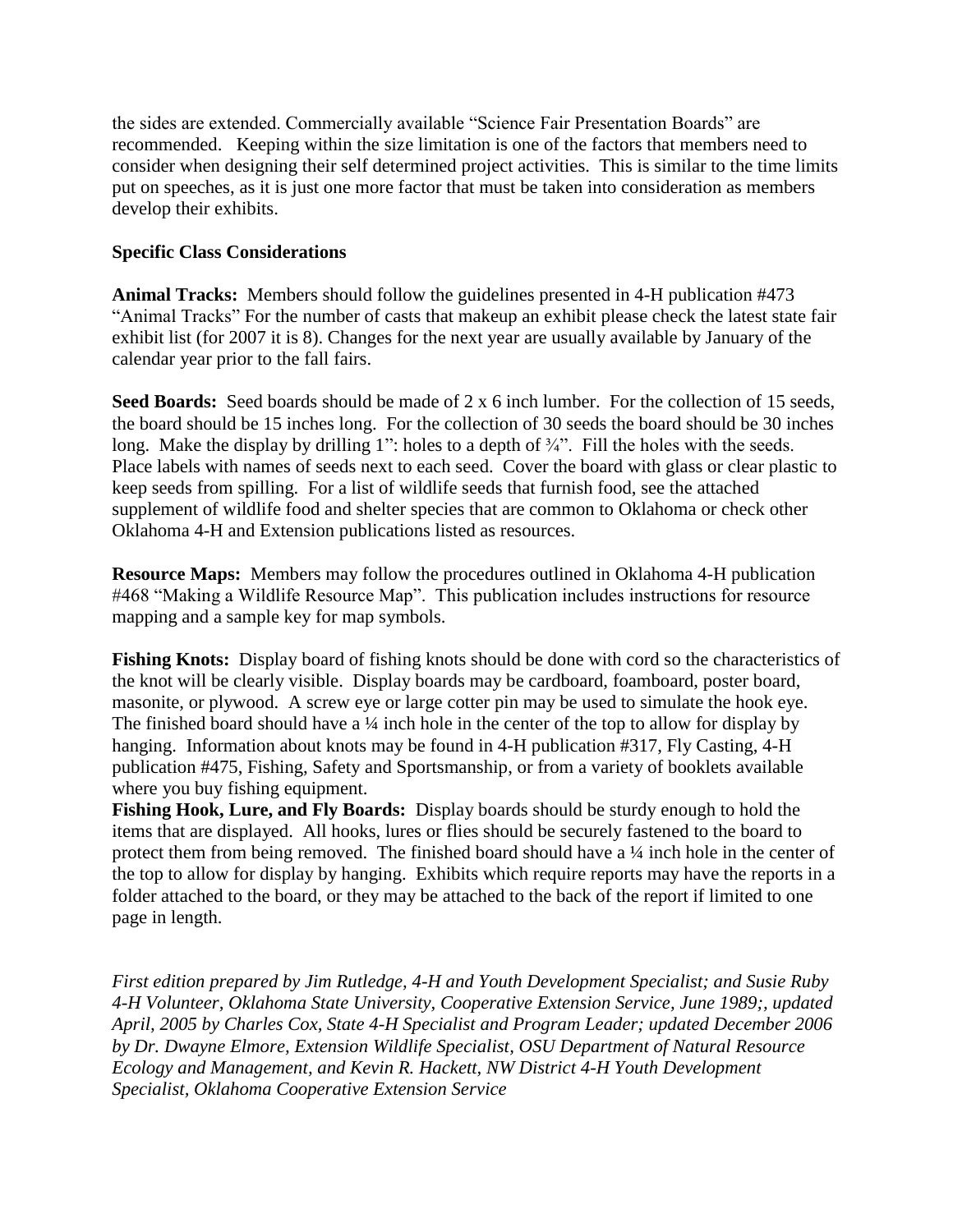the sides are extended. Commercially available “Science Fair Presentation Boards” are recommended. Keeping within the size limitation is one of the factors that members need to consider when designing their self determined project activities. This is similar to the time limits put on speeches, as it is just one more factor that must be taken into consideration as members develop their exhibits.

**Specific Class Considerations**

**Animal Tracks:** Members should follow the guidelines presented in 4-H publication #473 “Animal Tracks” For the number of casts that makeup an exhibit please check the latest state fair exhibit list (for 2007 it is 8). Changes for the next year are usually available by January of the calendar year prior to the fall fairs.

**Seed Boards:** Seed boards should be made of 2 x 6 inch lumber. For the collection of 15 seeds, the board should be 15 inches long. For the collection of 30 seeds the board should be 30 inches long. Make the display by drilling 1”: holes to a depth of ¾”. Fill the holes with the seeds. Place labels with names of seeds next to each seed. Cover the board with glass or clear plastic to keep seeds from spilling. For a list of wildlife seeds that furnish food, see the attached supplement of wildlife food and shelter species that are common to Oklahoma or check other Oklahoma 4-H and Extension publications listed as resources.

**Resource Maps:** Members may follow the procedures outlined in Oklahoma 4-H publication #468 “Making a Wildlife Resource Map”. This publication includes instructions for resource mapping and a sample key for map symbols.

**Fishing Knots:** Display board of fishing knots should be done with cord so the characteristics of the knot will be clearly visible. Display boards may be cardboard, foamboard, poster board, masonite, or plywood. A screw eye or large cotter pin may be used to simulate the hook eye. The finished board should have a ¼ inch hole in the center of the top to allow for display by hanging. Information about knots may be found in 4-H publication #317, Fly Casting, 4-H publication #475, Fishing, Safety and Sportsmanship, or from a variety of booklets available where you buy fishing equipment.

**Fishing Hook, Lure, and Fly Boards:** Display boards should be sturdy enough to hold the items that are displayed. All hooks, lures or flies should be securely fastened to the board to protect them from being removed. The finished board should have a ¼ inch hole in the center of the top to allow for display by hanging. Exhibits which require reports may have the reports in a folder attached to the board, or they may be attached to the back of the report if limited to one page in length.

*First edition prepared by Jim Rutledge, 4-H and Youth Development Specialist; and Susie Ruby 4-H Volunteer, Oklahoma State University, Cooperative Extension Service, June 1989;, updated April, 2005 by Charles Cox, State 4-H Specialist and Program Leader; updated December 2006 by Dr. Dwayne Elmore, Extension Wildlife Specialist, OSU Department of Natural Resource Ecology and Management, and Kevin R. Hackett, NW District 4-H Youth Development Specialist, Oklahoma Cooperative Extension Service*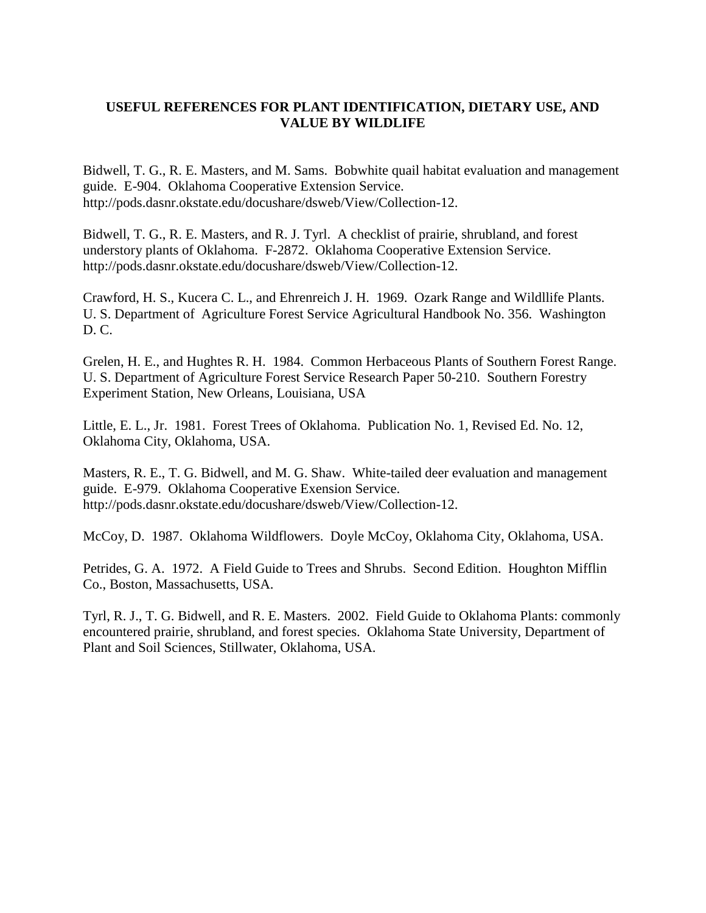## USEFUL REFERENCES FOR PLANT IDENTIFICATION, DIETARY USE, AND VALUE BY WILDLIFE

Bidwell, T. G., R. E. Masters, and M. Sams. Bobwhite quail habitat evaluation and management guide. E-904. Oklahoma Cooperative Extension Service. http://pods.dasnr.okstate.edu/docushare/dsweb/View/Collection-12.

Bidwell, T. G., R. E. Masters, and R. J. Tyrl. A checklist of prairie, shrubland, and forest understory plants of Oklahoma. F-2872. Oklahoma Cooperative Extension Service. http://pods.dasnr.okstate.edu/docushare/dsweb/View/Collection-12.

Crawford, H. S., Kucera C. L., and Ehrenreich J. H. 1969. Ozark Range and Wildllife Plants. U. S. Department of Agriculture Forest Service Agricultural Handbook No. 356. Washington D. C.

Grelen, H. E., and Hughtes R. H. 1984. Common Herbaceous Plants of Southern Forest Range. U. S. Department of Agriculture Forest Service Research Paper 50-210. Southern Forestry Experiment Station, New Orleans, Louisiana, USA

Little, E. L., Jr. 1981. Forest Trees of Oklahoma. Publication No. 1, Revised Ed. No. 12, Oklahoma City, Oklahoma, USA.

Masters, R. E., T. G. Bidwell, and M. G. Shaw. White-tailed deer evaluation and management guide. E-979. Oklahoma Cooperative Exension Service. http://pods.dasnr.okstate.edu/docushare/dsweb/View/Collection-12.

McCoy, D. 1987. Oklahoma Wildflowers. Doyle McCoy, Oklahoma City, Oklahoma, USA.

Petrides, G. A. 1972. A Field Guide to Trees and Shrubs. Second Edition. Houghton Mifflin Co., Boston, Massachusetts, USA.

Tyrl, R. J., T. G. Bidwell, and R. E. Masters. 2002. Field Guide to Oklahoma Plants: commonly encountered prairie, shrubland, and forest species. Oklahoma State University, Department of Plant and Soil Sciences, Stillwater, Oklahoma, USA.